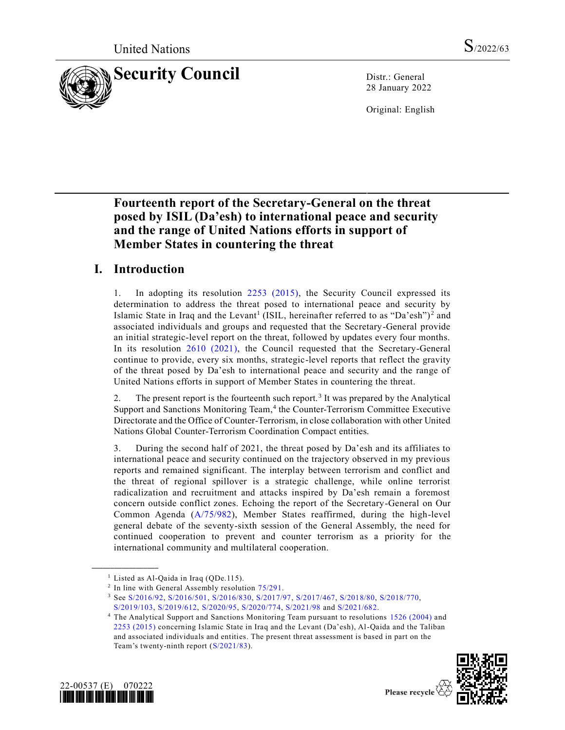United Nations S/2022/63

# Security Council

Distr.: General
28 January 2022

Original: English

## Fourteenth report of the Secretary-General on the threat posed by ISIL (Da'esh) to international peace and security and the range of United Nations efforts in support of Member States in countering the threat

## I. Introduction

1. In adopting its resolution 2253 (2015), the Security Council expressed its determination to address the threat posed to international peace and security by Islamic State in Iraq and the Levant[1] (ISIL, hereinafter referred to as "Da'esh")[2] and associated individuals and groups and requested that the Secretary-General provide an initial strategic-level report on the threat, followed by updates every four months. In its resolution 2610 (2021), the Council requested that the Secretary-General continue to provide, every six months, strategic-level reports that reflect the gravity of the threat posed by Da'esh to international peace and security and the range of United Nations efforts in support of Member States in countering the threat.

2. The present report is the fourteenth such report.[3] It was prepared by the Analytical Support and Sanctions Monitoring Team,[4] the Counter-Terrorism Committee Executive Directorate and the Office of Counter-Terrorism, in close collaboration with other United Nations Global Counter-Terrorism Coordination Compact entities.

3. During the second half of 2021, the threat posed by Da'esh and its affiliates to international peace and security continued on the trajectory observed in my previous reports and remained significant. The interplay between terrorism and conflict and the threat of regional spillover is a strategic challenge, while online terrorist radicalization and recruitment and attacks inspired by Da'esh remain a foremost concern outside conflict zones. Echoing the report of the Secretary-General on Our Common Agenda (A/75/982), Member States reaffirmed, during the high-level general debate of the seventy-sixth session of the General Assembly, the need for continued cooperation to prevent and counter terrorism as a priority for the international community and multilateral cooperation.

---

[1] Listed as Al-Qaida in Iraq (QDe.115).

[2] In line with General Assembly resolution 75/291.

[3] See S/2016/92, S/2016/501, S/2016/830, S/2017/97, S/2017/467, S/2018/80, S/2018/770, S/2019/103, S/2019/612, S/2020/95, S/2020/774, S/2021/98 and S/2021/682.

[4] The Analytical Support and Sanctions Monitoring Team pursuant to resolutions 1526 (2004) and 2253 (2015) concerning Islamic State in Iraq and the Levant (Da'esh), Al-Qaida and the Taliban and associated individuals and entities. The present threat assessment is based in part on the Team's twenty-ninth report (S/2021/83).

22-00537 (E) 070222

Please recycle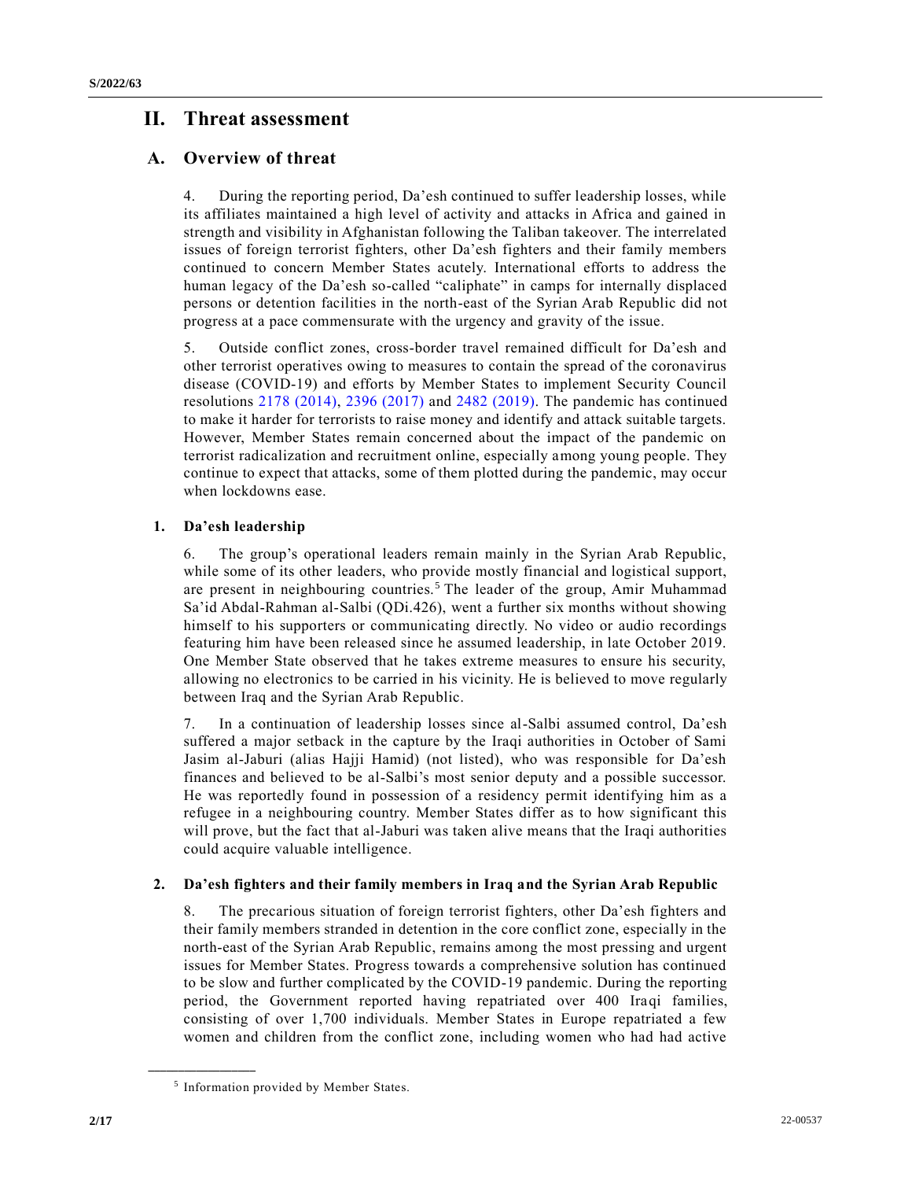# II. Threat assessment

## A. Overview of threat

4. During the reporting period, Da'esh continued to suffer leadership losses, while its affiliates maintained a high level of activity and attacks in Africa and gained in strength and visibility in Afghanistan following the Taliban takeover. The interrelated issues of foreign terrorist fighters, other Da'esh fighters and their family members continued to concern Member States acutely. International efforts to address the human legacy of the Da'esh so-called "caliphate" in camps for internally displaced persons or detention facilities in the north-east of the Syrian Arab Republic did not progress at a pace commensurate with the urgency and gravity of the issue.

5. Outside conflict zones, cross-border travel remained difficult for Da'esh and other terrorist operatives owing to measures to contain the spread of the coronavirus disease (COVID-19) and efforts by Member States to implement Security Council resolutions 2178 (2014), 2396 (2017) and 2482 (2019). The pandemic has continued to make it harder for terrorists to raise money and identify and attack suitable targets. However, Member States remain concerned about the impact of the pandemic on terrorist radicalization and recruitment online, especially among young people. They continue to expect that attacks, some of them plotted during the pandemic, may occur when lockdowns ease.

### 1. Da'esh leadership

6. The group's operational leaders remain mainly in the Syrian Arab Republic, while some of its other leaders, who provide mostly financial and logistical support, are present in neighbouring countries.[5] The leader of the group, Amir Muhammad Sa'id Abdal-Rahman al-Salbi (QDi.426), went a further six months without showing himself to his supporters or communicating directly. No video or audio recordings featuring him have been released since he assumed leadership, in late October 2019. One Member State observed that he takes extreme measures to ensure his security, allowing no electronics to be carried in his vicinity. He is believed to move regularly between Iraq and the Syrian Arab Republic.

7. In a continuation of leadership losses since al-Salbi assumed control, Da'esh suffered a major setback in the capture by the Iraqi authorities in October of Sami Jasim al-Jaburi (alias Hajji Hamid) (not listed), who was responsible for Da'esh finances and believed to be al-Salbi's most senior deputy and a possible successor. He was reportedly found in possession of a residency permit identifying him as a refugee in a neighbouring country. Member States differ as to how significant this will prove, but the fact that al-Jaburi was taken alive means that the Iraqi authorities could acquire valuable intelligence.

### 2. Da'esh fighters and their family members in Iraq and the Syrian Arab Republic

8. The precarious situation of foreign terrorist fighters, other Da'esh fighters and their family members stranded in detention in the core conflict zone, especially in the north-east of the Syrian Arab Republic, remains among the most pressing and urgent issues for Member States. Progress towards a comprehensive solution has continued to be slow and further complicated by the COVID-19 pandemic. During the reporting period, the Government reported having repatriated over 400 Iraqi families, consisting of over 1,700 individuals. Member States in Europe repatriated a few women and children from the conflict zone, including women who had had active

[5] Information provided by Member States.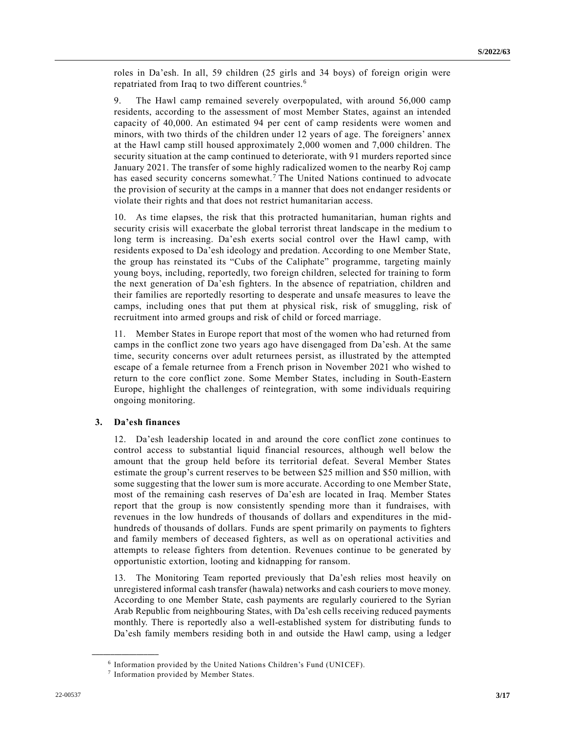roles in Da'esh. In all, 59 children (25 girls and 34 boys) of foreign origin were repatriated from Iraq to two different countries.[6]

9. The Hawl camp remained severely overpopulated, with around 56,000 camp residents, according to the assessment of most Member States, against an intended capacity of 40,000. An estimated 94 per cent of camp residents were women and minors, with two thirds of the children under 12 years of age. The foreigners' annex at the Hawl camp still housed approximately 2,000 women and 7,000 children. The security situation at the camp continued to deteriorate, with 91 murders reported since January 2021. The transfer of some highly radicalized women to the nearby Roj camp has eased security concerns somewhat.[7] The United Nations continued to advocate the provision of security at the camps in a manner that does not endanger residents or violate their rights and that does not restrict humanitarian access.

10. As time elapses, the risk that this protracted humanitarian, human rights and security crisis will exacerbate the global terrorist threat landscape in the medium to long term is increasing. Da'esh exerts social control over the Hawl camp, with residents exposed to Da'esh ideology and predation. According to one Member State, the group has reinstated its "Cubs of the Caliphate" programme, targeting mainly young boys, including, reportedly, two foreign children, selected for training to form the next generation of Da'esh fighters. In the absence of repatriation, children and their families are reportedly resorting to desperate and unsafe measures to leave the camps, including ones that put them at physical risk, risk of smuggling, risk of recruitment into armed groups and risk of child or forced marriage.

11. Member States in Europe report that most of the women who had returned from camps in the conflict zone two years ago have disengaged from Da'esh. At the same time, security concerns over adult returnees persist, as illustrated by the attempted escape of a female returnee from a French prison in November 2021 who wished to return to the core conflict zone. Some Member States, including in South-Eastern Europe, highlight the challenges of reintegration, with some individuals requiring ongoing monitoring.

### 3. Da'esh finances

12. Da'esh leadership located in and around the core conflict zone continues to control access to substantial liquid financial resources, although well below the amount that the group held before its territorial defeat. Several Member States estimate the group's current reserves to be between $25 million and $50 million, with some suggesting that the lower sum is more accurate. According to one Member State, most of the remaining cash reserves of Da'esh are located in Iraq. Member States report that the group is now consistently spending more than it fundraises, with revenues in the low hundreds of thousands of dollars and expenditures in the mid-hundreds of thousands of dollars. Funds are spent primarily on payments to fighters and family members of deceased fighters, as well as on operational activities and attempts to release fighters from detention. Revenues continue to be generated by opportunistic extortion, looting and kidnapping for ransom.

13. The Monitoring Team reported previously that Da'esh relies most heavily on unregistered informal cash transfer (hawala) networks and cash couriers to move money. According to one Member State, cash payments are regularly couriered to the Syrian Arab Republic from neighbouring States, with Da'esh cells receiving reduced payments monthly. There is reportedly also a well-established system for distributing funds to Da'esh family members residing both in and outside the Hawl camp, using a ledger

---

[6] Information provided by the United Nations Children's Fund (UNICEF).

[7] Information provided by Member States.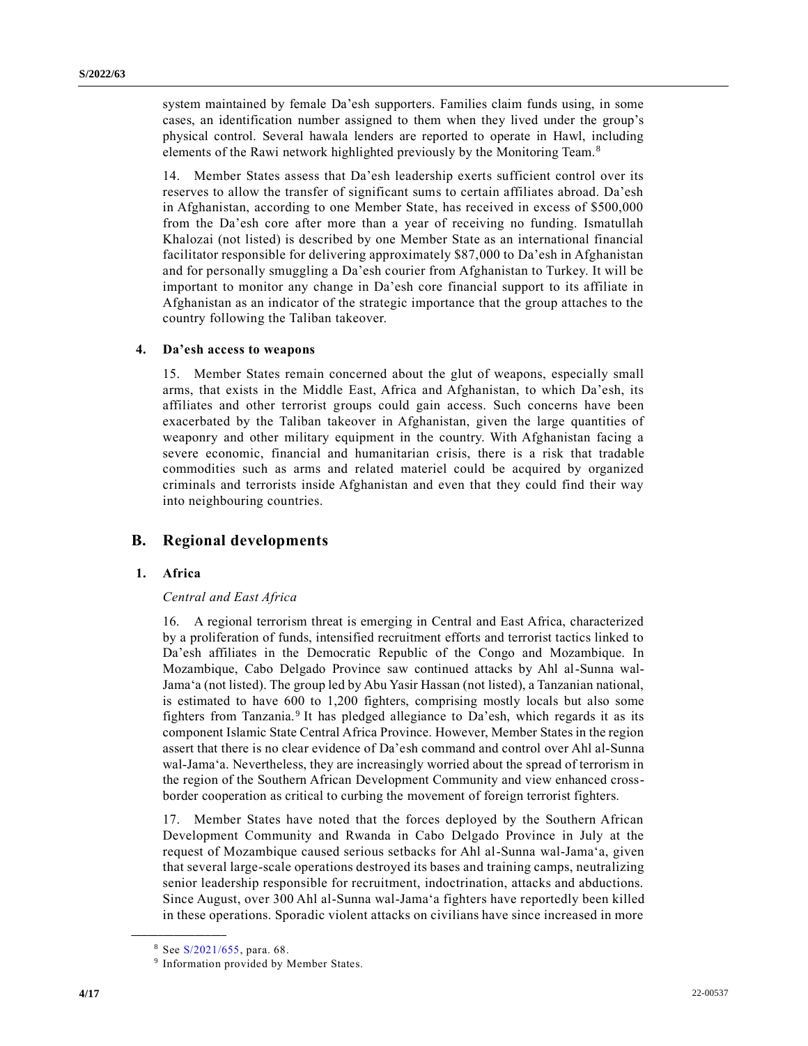system maintained by female Da'esh supporters. Families claim funds using, in some cases, an identification number assigned to them when they lived under the group's physical control. Several hawala lenders are reported to operate in Hawl, including elements of the Rawi network highlighted previously by the Monitoring Team.[8]

14. Member States assess that Da'esh leadership exerts sufficient control over its reserves to allow the transfer of significant sums to certain affiliates abroad. Da'esh in Afghanistan, according to one Member State, has received in excess of $500,000 from the Da'esh core after more than a year of receiving no funding. Ismatullah Khalozai (not listed) is described by one Member State as an international financial facilitator responsible for delivering approximately $87,000 to Da'esh in Afghanistan and for personally smuggling a Da'esh courier from Afghanistan to Turkey. It will be important to monitor any change in Da'esh core financial support to its affiliate in Afghanistan as an indicator of the strategic importance that the group attaches to the country following the Taliban takeover.

### 4. Da'esh access to weapons

15. Member States remain concerned about the glut of weapons, especially small arms, that exists in the Middle East, Africa and Afghanistan, to which Da'esh, its affiliates and other terrorist groups could gain access. Such concerns have been exacerbated by the Taliban takeover in Afghanistan, given the large quantities of weaponry and other military equipment in the country. With Afghanistan facing a severe economic, financial and humanitarian crisis, there is a risk that tradable commodities such as arms and related materiel could be acquired by organized criminals and terrorists inside Afghanistan and even that they could find their way into neighbouring countries.

## B. Regional developments

### 1. Africa

*Central and East Africa*

16. A regional terrorism threat is emerging in Central and East Africa, characterized by a proliferation of funds, intensified recruitment efforts and terrorist tactics linked to Da'esh affiliates in the Democratic Republic of the Congo and Mozambique. In Mozambique, Cabo Delgado Province saw continued attacks by Ahl al-Sunna wal-Jama'a (not listed). The group led by Abu Yasir Hassan (not listed), a Tanzanian national, is estimated to have 600 to 1,200 fighters, comprising mostly locals but also some fighters from Tanzania.[9] It has pledged allegiance to Da'esh, which regards it as its component Islamic State Central Africa Province. However, Member States in the region assert that there is no clear evidence of Da'esh command and control over Ahl al-Sunna wal-Jama'a. Nevertheless, they are increasingly worried about the spread of terrorism in the region of the Southern African Development Community and view enhanced cross-border cooperation as critical to curbing the movement of foreign terrorist fighters.

17. Member States have noted that the forces deployed by the Southern African Development Community and Rwanda in Cabo Delgado Province in July at the request of Mozambique caused serious setbacks for Ahl al-Sunna wal-Jama'a, given that several large-scale operations destroyed its bases and training camps, neutralizing senior leadership responsible for recruitment, indoctrination, attacks and abductions. Since August, over 300 Ahl al-Sunna wal-Jama'a fighters have reportedly been killed in these operations. Sporadic violent attacks on civilians have since increased in more

---

[8] See S/2021/655, para. 68.

[9] Information provided by Member States.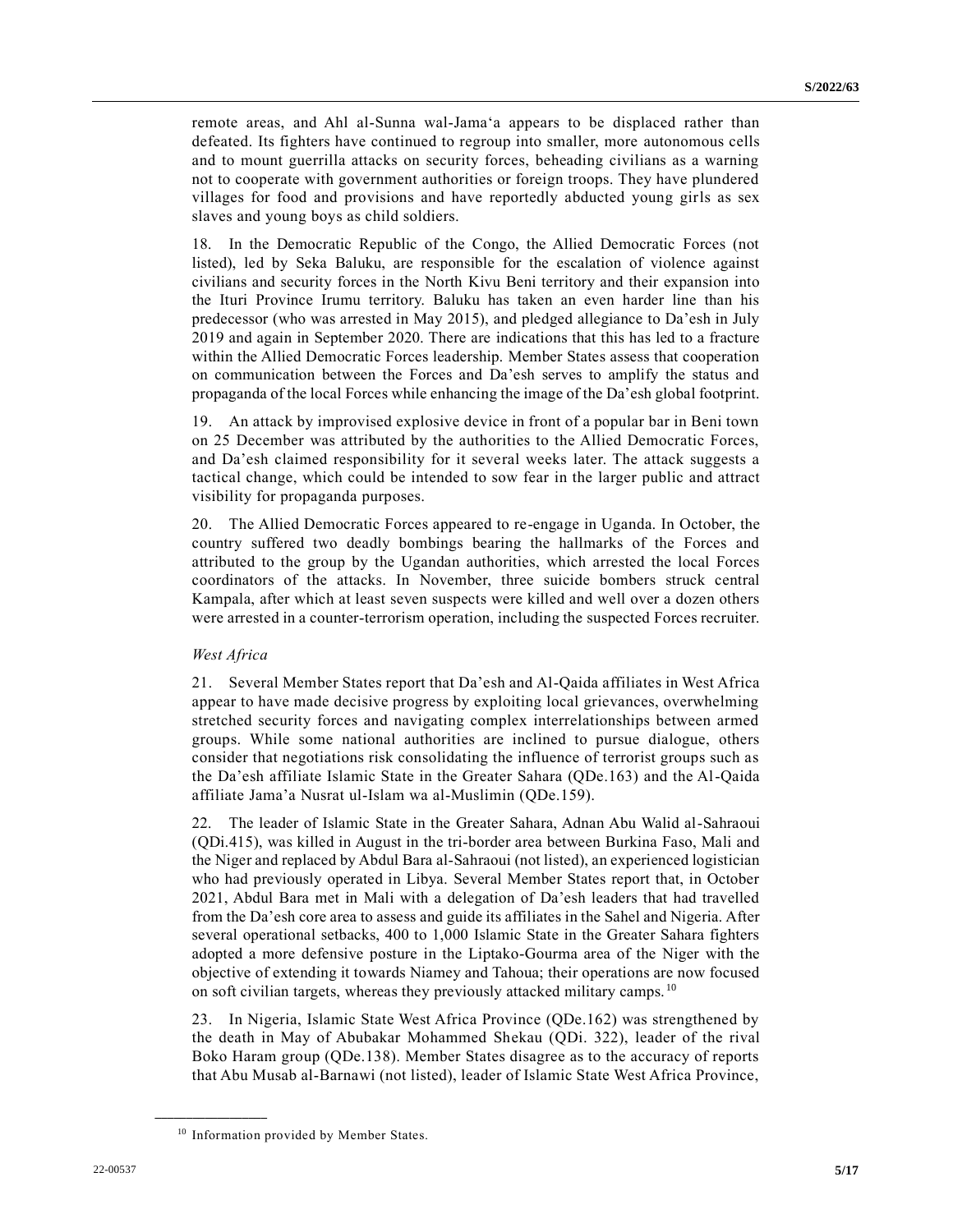remote areas, and Ahl al-Sunna wal-Jama'a appears to be displaced rather than defeated. Its fighters have continued to regroup into smaller, more autonomous cells and to mount guerrilla attacks on security forces, beheading civilians as a warning not to cooperate with government authorities or foreign troops. They have plundered villages for food and provisions and have reportedly abducted young girls as sex slaves and young boys as child soldiers.

18. In the Democratic Republic of the Congo, the Allied Democratic Forces (not listed), led by Seka Baluku, are responsible for the escalation of violence against civilians and security forces in the North Kivu Beni territory and their expansion into the Ituri Province Irumu territory. Baluku has taken an even harder line than his predecessor (who was arrested in May 2015), and pledged allegiance to Da'esh in July 2019 and again in September 2020. There are indications that this has led to a fracture within the Allied Democratic Forces leadership. Member States assess that cooperation on communication between the Forces and Da'esh serves to amplify the status and propaganda of the local Forces while enhancing the image of the Da'esh global footprint.

19. An attack by improvised explosive device in front of a popular bar in Beni town on 25 December was attributed by the authorities to the Allied Democratic Forces, and Da'esh claimed responsibility for it several weeks later. The attack suggests a tactical change, which could be intended to sow fear in the larger public and attract visibility for propaganda purposes.

20. The Allied Democratic Forces appeared to re-engage in Uganda. In October, the country suffered two deadly bombings bearing the hallmarks of the Forces and attributed to the group by the Ugandan authorities, which arrested the local Forces coordinators of the attacks. In November, three suicide bombers struck central Kampala, after which at least seven suspects were killed and well over a dozen others were arrested in a counter-terrorism operation, including the suspected Forces recruiter.

*West Africa*

21. Several Member States report that Da'esh and Al-Qaida affiliates in West Africa appear to have made decisive progress by exploiting local grievances, overwhelming stretched security forces and navigating complex interrelationships between armed groups. While some national authorities are inclined to pursue dialogue, others consider that negotiations risk consolidating the influence of terrorist groups such as the Da'esh affiliate Islamic State in the Greater Sahara (QDe.163) and the Al-Qaida affiliate Jama'a Nusrat ul-Islam wa al-Muslimin (QDe.159).

22. The leader of Islamic State in the Greater Sahara, Adnan Abu Walid al-Sahraoui (QDi.415), was killed in August in the tri-border area between Burkina Faso, Mali and the Niger and replaced by Abdul Bara al-Sahraoui (not listed), an experienced logistician who had previously operated in Libya. Several Member States report that, in October 2021, Abdul Bara met in Mali with a delegation of Da'esh leaders that had travelled from the Da'esh core area to assess and guide its affiliates in the Sahel and Nigeria. After several operational setbacks, 400 to 1,000 Islamic State in the Greater Sahara fighters adopted a more defensive posture in the Liptako-Gourma area of the Niger with the objective of extending it towards Niamey and Tahoua; their operations are now focused on soft civilian targets, whereas they previously attacked military camps.[10]

23. In Nigeria, Islamic State West Africa Province (QDe.162) was strengthened by the death in May of Abubakar Mohammed Shekau (QDi. 322), leader of the rival Boko Haram group (QDe.138). Member States disagree as to the accuracy of reports that Abu Musab al-Barnawi (not listed), leader of Islamic State West Africa Province,

---

[10] Information provided by Member States.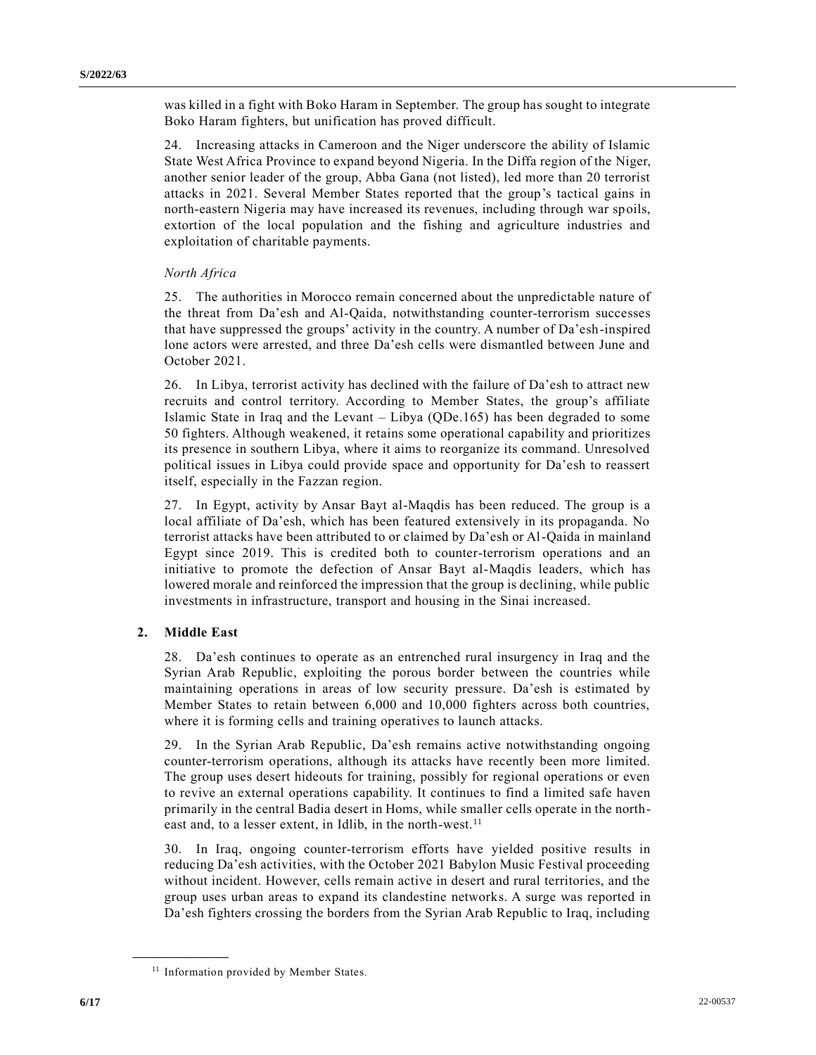was killed in a fight with Boko Haram in September. The group has sought to integrate Boko Haram fighters, but unification has proved difficult.

24. Increasing attacks in Cameroon and the Niger underscore the ability of Islamic State West Africa Province to expand beyond Nigeria. In the Diffa region of the Niger, another senior leader of the group, Abba Gana (not listed), led more than 20 terrorist attacks in 2021. Several Member States reported that the group's tactical gains in north-eastern Nigeria may have increased its revenues, including through war spoils, extortion of the local population and the fishing and agriculture industries and exploitation of charitable payments.

*North Africa*

25. The authorities in Morocco remain concerned about the unpredictable nature of the threat from Da'esh and Al-Qaida, notwithstanding counter-terrorism successes that have suppressed the groups' activity in the country. A number of Da'esh-inspired lone actors were arrested, and three Da'esh cells were dismantled between June and October 2021.

26. In Libya, terrorist activity has declined with the failure of Da'esh to attract new recruits and control territory. According to Member States, the group's affiliate Islamic State in Iraq and the Levant – Libya (QDe.165) has been degraded to some 50 fighters. Although weakened, it retains some operational capability and prioritizes its presence in southern Libya, where it aims to reorganize its command. Unresolved political issues in Libya could provide space and opportunity for Da'esh to reassert itself, especially in the Fazzan region.

27. In Egypt, activity by Ansar Bayt al-Maqdis has been reduced. The group is a local affiliate of Da'esh, which has been featured extensively in its propaganda. No terrorist attacks have been attributed to or claimed by Da'esh or Al-Qaida in mainland Egypt since 2019. This is credited both to counter-terrorism operations and an initiative to promote the defection of Ansar Bayt al-Maqdis leaders, which has lowered morale and reinforced the impression that the group is declining, while public investments in infrastructure, transport and housing in the Sinai increased.

## 2. Middle East

28. Da'esh continues to operate as an entrenched rural insurgency in Iraq and the Syrian Arab Republic, exploiting the porous border between the countries while maintaining operations in areas of low security pressure. Da'esh is estimated by Member States to retain between 6,000 and 10,000 fighters across both countries, where it is forming cells and training operatives to launch attacks.

29. In the Syrian Arab Republic, Da'esh remains active notwithstanding ongoing counter-terrorism operations, although its attacks have recently been more limited. The group uses desert hideouts for training, possibly for regional operations or even to revive an external operations capability. It continues to find a limited safe haven primarily in the central Badia desert in Homs, while smaller cells operate in the north-east and, to a lesser extent, in Idlib, in the north-west.[11]

30. In Iraq, ongoing counter-terrorism efforts have yielded positive results in reducing Da'esh activities, with the October 2021 Babylon Music Festival proceeding without incident. However, cells remain active in desert and rural territories, and the group uses urban areas to expand its clandestine networks. A surge was reported in Da'esh fighters crossing the borders from the Syrian Arab Republic to Iraq, including

[11] Information provided by Member States.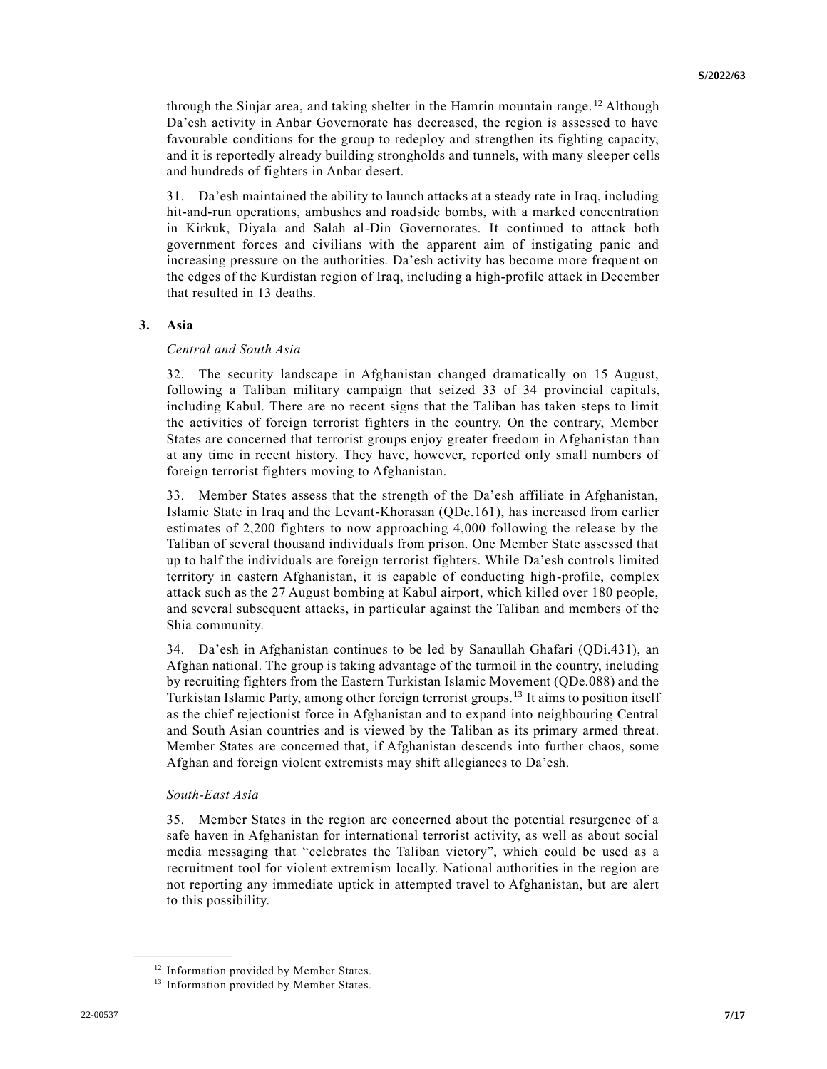through the Sinjar area, and taking shelter in the Hamrin mountain range.[12] Although Da'esh activity in Anbar Governorate has decreased, the region is assessed to have favourable conditions for the group to redeploy and strengthen its fighting capacity, and it is reportedly already building strongholds and tunnels, with many sleeper cells and hundreds of fighters in Anbar desert.

31. Da'esh maintained the ability to launch attacks at a steady rate in Iraq, including hit-and-run operations, ambushes and roadside bombs, with a marked concentration in Kirkuk, Diyala and Salah al-Din Governorates. It continued to attack both government forces and civilians with the apparent aim of instigating panic and increasing pressure on the authorities. Da'esh activity has become more frequent on the edges of the Kurdistan region of Iraq, including a high-profile attack in December that resulted in 13 deaths.

### 3. Asia

*Central and South Asia*

32. The security landscape in Afghanistan changed dramatically on 15 August, following a Taliban military campaign that seized 33 of 34 provincial capitals, including Kabul. There are no recent signs that the Taliban has taken steps to limit the activities of foreign terrorist fighters in the country. On the contrary, Member States are concerned that terrorist groups enjoy greater freedom in Afghanistan than at any time in recent history. They have, however, reported only small numbers of foreign terrorist fighters moving to Afghanistan.

33. Member States assess that the strength of the Da'esh affiliate in Afghanistan, Islamic State in Iraq and the Levant-Khorasan (QDe.161), has increased from earlier estimates of 2,200 fighters to now approaching 4,000 following the release by the Taliban of several thousand individuals from prison. One Member State assessed that up to half the individuals are foreign terrorist fighters. While Da'esh controls limited territory in eastern Afghanistan, it is capable of conducting high-profile, complex attack such as the 27 August bombing at Kabul airport, which killed over 180 people, and several subsequent attacks, in particular against the Taliban and members of the Shia community.

34. Da'esh in Afghanistan continues to be led by Sanaullah Ghafari (QDi.431), an Afghan national. The group is taking advantage of the turmoil in the country, including by recruiting fighters from the Eastern Turkistan Islamic Movement (QDe.088) and the Turkistan Islamic Party, among other foreign terrorist groups.[13] It aims to position itself as the chief rejectionist force in Afghanistan and to expand into neighbouring Central and South Asian countries and is viewed by the Taliban as its primary armed threat. Member States are concerned that, if Afghanistan descends into further chaos, some Afghan and foreign violent extremists may shift allegiances to Da'esh.

*South-East Asia*

35. Member States in the region are concerned about the potential resurgence of a safe haven in Afghanistan for international terrorist activity, as well as about social media messaging that "celebrates the Taliban victory", which could be used as a recruitment tool for violent extremism locally. National authorities in the region are not reporting any immediate uptick in attempted travel to Afghanistan, but are alert to this possibility.

---

[12] Information provided by Member States.

[13] Information provided by Member States.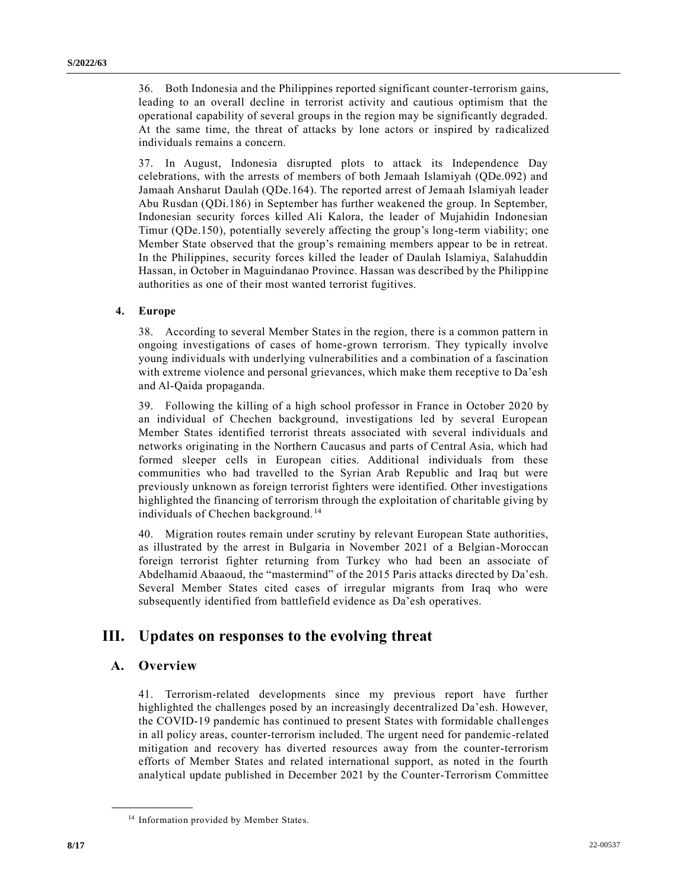36. Both Indonesia and the Philippines reported significant counter-terrorism gains, leading to an overall decline in terrorist activity and cautious optimism that the operational capability of several groups in the region may be significantly degraded. At the same time, the threat of attacks by lone actors or inspired by radicalized individuals remains a concern.

37. In August, Indonesia disrupted plots to attack its Independence Day celebrations, with the arrests of members of both Jemaah Islamiyah (QDe.092) and Jamaah Ansharut Daulah (QDe.164). The reported arrest of Jemaah Islamiyah leader Abu Rusdan (QDi.186) in September has further weakened the group. In September, Indonesian security forces killed Ali Kalora, the leader of Mujahidin Indonesian Timur (QDe.150), potentially severely affecting the group's long-term viability; one Member State observed that the group's remaining members appear to be in retreat. In the Philippines, security forces killed the leader of Daulah Islamiya, Salahuddin Hassan, in October in Maguindanao Province. Hassan was described by the Philippine authorities as one of their most wanted terrorist fugitives.

### 4. Europe

38. According to several Member States in the region, there is a common pattern in ongoing investigations of cases of home-grown terrorism. They typically involve young individuals with underlying vulnerabilities and a combination of a fascination with extreme violence and personal grievances, which make them receptive to Da'esh and Al-Qaida propaganda.

39. Following the killing of a high school professor in France in October 2020 by an individual of Chechen background, investigations led by several European Member States identified terrorist threats associated with several individuals and networks originating in the Northern Caucasus and parts of Central Asia, which had formed sleeper cells in European cities. Additional individuals from these communities who had travelled to the Syrian Arab Republic and Iraq but were previously unknown as foreign terrorist fighters were identified. Other investigations highlighted the financing of terrorism through the exploitation of charitable giving by individuals of Chechen background.[14]

40. Migration routes remain under scrutiny by relevant European State authorities, as illustrated by the arrest in Bulgaria in November 2021 of a Belgian-Moroccan foreign terrorist fighter returning from Turkey who had been an associate of Abdelhamid Abaaoud, the "mastermind" of the 2015 Paris attacks directed by Da'esh. Several Member States cited cases of irregular migrants from Iraq who were subsequently identified from battlefield evidence as Da'esh operatives.

# III. Updates on responses to the evolving threat

## A. Overview

41. Terrorism-related developments since my previous report have further highlighted the challenges posed by an increasingly decentralized Da'esh. However, the COVID-19 pandemic has continued to present States with formidable challenges in all policy areas, counter-terrorism included. The urgent need for pandemic-related mitigation and recovery has diverted resources away from the counter-terrorism efforts of Member States and related international support, as noted in the fourth analytical update published in December 2021 by the Counter-Terrorism Committee

---

[14] Information provided by Member States.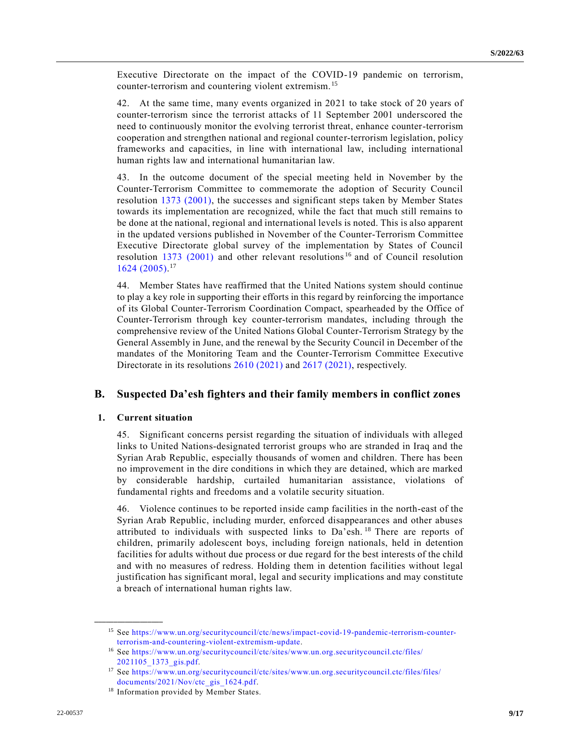Executive Directorate on the impact of the COVID-19 pandemic on terrorism, counter-terrorism and countering violent extremism.[15]

42. At the same time, many events organized in 2021 to take stock of 20 years of counter-terrorism since the terrorist attacks of 11 September 2001 underscored the need to continuously monitor the evolving terrorist threat, enhance counter-terrorism cooperation and strengthen national and regional counter-terrorism legislation, policy frameworks and capacities, in line with international law, including international human rights law and international humanitarian law.

43. In the outcome document of the special meeting held in November by the Counter-Terrorism Committee to commemorate the adoption of Security Council resolution 1373 (2001), the successes and significant steps taken by Member States towards its implementation are recognized, while the fact that much still remains to be done at the national, regional and international levels is noted. This is also apparent in the updated versions published in November of the Counter-Terrorism Committee Executive Directorate global survey of the implementation by States of Council resolution 1373 (2001) and other relevant resolutions[16] and of Council resolution 1624 (2005).[17]

44. Member States have reaffirmed that the United Nations system should continue to play a key role in supporting their efforts in this regard by reinforcing the importance of its Global Counter-Terrorism Coordination Compact, spearheaded by the Office of Counter-Terrorism through key counter-terrorism mandates, including through the comprehensive review of the United Nations Global Counter-Terrorism Strategy by the General Assembly in June, and the renewal by the Security Council in December of the mandates of the Monitoring Team and the Counter-Terrorism Committee Executive Directorate in its resolutions 2610 (2021) and 2617 (2021), respectively.

## B. Suspected Da'esh fighters and their family members in conflict zones

### 1. Current situation

45. Significant concerns persist regarding the situation of individuals with alleged links to United Nations-designated terrorist groups who are stranded in Iraq and the Syrian Arab Republic, especially thousands of women and children. There has been no improvement in the dire conditions in which they are detained, which are marked by considerable hardship, curtailed humanitarian assistance, violations of fundamental rights and freedoms and a volatile security situation.

46. Violence continues to be reported inside camp facilities in the north-east of the Syrian Arab Republic, including murder, enforced disappearances and other abuses attributed to individuals with suspected links to Da'esh.[18] There are reports of children, primarily adolescent boys, including foreign nationals, held in detention facilities for adults without due process or due regard for the best interests of the child and with no measures of redress. Holding them in detention facilities without legal justification has significant moral, legal and security implications and may constitute a breach of international human rights law.

---

[15] See https://www.un.org/securitycouncil/ctc/news/impact-covid-19-pandemic-terrorism-counter-terrorism-and-countering-violent-extremism-update.

[16] See https://www.un.org/securitycouncil/ctc/sites/www.un.org.securitycouncil.ctc/files/2021105_1373_gis.pdf.

[17] See https://www.un.org/securitycouncil/ctc/sites/www.un.org.securitycouncil.ctc/files/files/documents/2021/Nov/ctc_gis_1624.pdf.

[18] Information provided by Member States.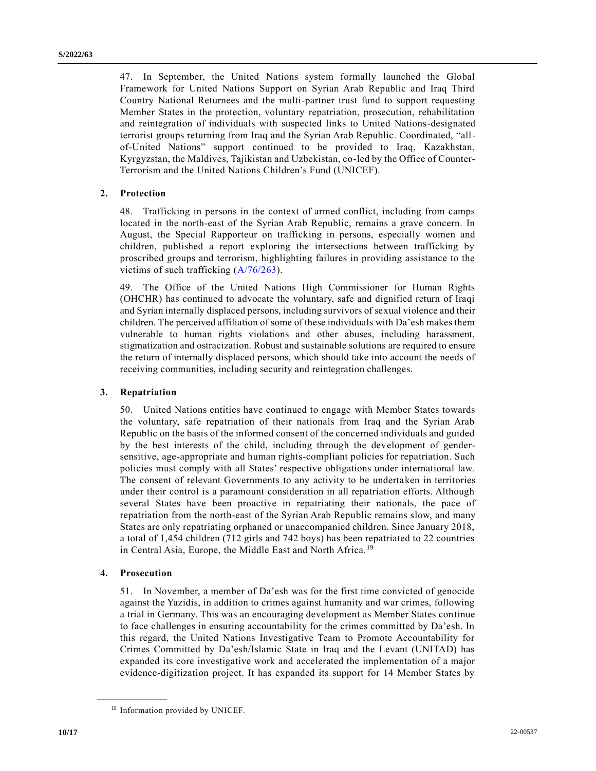47. In September, the United Nations system formally launched the Global Framework for United Nations Support on Syrian Arab Republic and Iraq Third Country National Returnees and the multi-partner trust fund to support requesting Member States in the protection, voluntary repatriation, prosecution, rehabilitation and reintegration of individuals with suspected links to United Nations-designated terrorist groups returning from Iraq and the Syrian Arab Republic. Coordinated, "all-of-United Nations" support continued to be provided to Iraq, Kazakhstan, Kyrgyzstan, the Maldives, Tajikistan and Uzbekistan, co-led by the Office of Counter-Terrorism and the United Nations Children's Fund (UNICEF).

### 2. Protection

48. Trafficking in persons in the context of armed conflict, including from camps located in the north-east of the Syrian Arab Republic, remains a grave concern. In August, the Special Rapporteur on trafficking in persons, especially women and children, published a report exploring the intersections between trafficking by proscribed groups and terrorism, highlighting failures in providing assistance to the victims of such trafficking (A/76/263).

49. The Office of the United Nations High Commissioner for Human Rights (OHCHR) has continued to advocate the voluntary, safe and dignified return of Iraqi and Syrian internally displaced persons, including survivors of sexual violence and their children. The perceived affiliation of some of these individuals with Da'esh makes them vulnerable to human rights violations and other abuses, including harassment, stigmatization and ostracization. Robust and sustainable solutions are required to ensure the return of internally displaced persons, which should take into account the needs of receiving communities, including security and reintegration challenges.

### 3. Repatriation

50. United Nations entities have continued to engage with Member States towards the voluntary, safe repatriation of their nationals from Iraq and the Syrian Arab Republic on the basis of the informed consent of the concerned individuals and guided by the best interests of the child, including through the development of gender-sensitive, age-appropriate and human rights-compliant policies for repatriation. Such policies must comply with all States' respective obligations under international law. The consent of relevant Governments to any activity to be undertaken in territories under their control is a paramount consideration in all repatriation efforts. Although several States have been proactive in repatriating their nationals, the pace of repatriation from the north-east of the Syrian Arab Republic remains slow, and many States are only repatriating orphaned or unaccompanied children. Since January 2018, a total of 1,454 children (712 girls and 742 boys) has been repatriated to 22 countries in Central Asia, Europe, the Middle East and North Africa.[19]

### 4. Prosecution

51. In November, a member of Da'esh was for the first time convicted of genocide against the Yazidis, in addition to crimes against humanity and war crimes, following a trial in Germany. This was an encouraging development as Member States continue to face challenges in ensuring accountability for the crimes committed by Da'esh. In this regard, the United Nations Investigative Team to Promote Accountability for Crimes Committed by Da'esh/Islamic State in Iraq and the Levant (UNITAD) has expanded its core investigative work and accelerated the implementation of a major evidence-digitization project. It has expanded its support for 14 Member States by

---

[19] Information provided by UNICEF.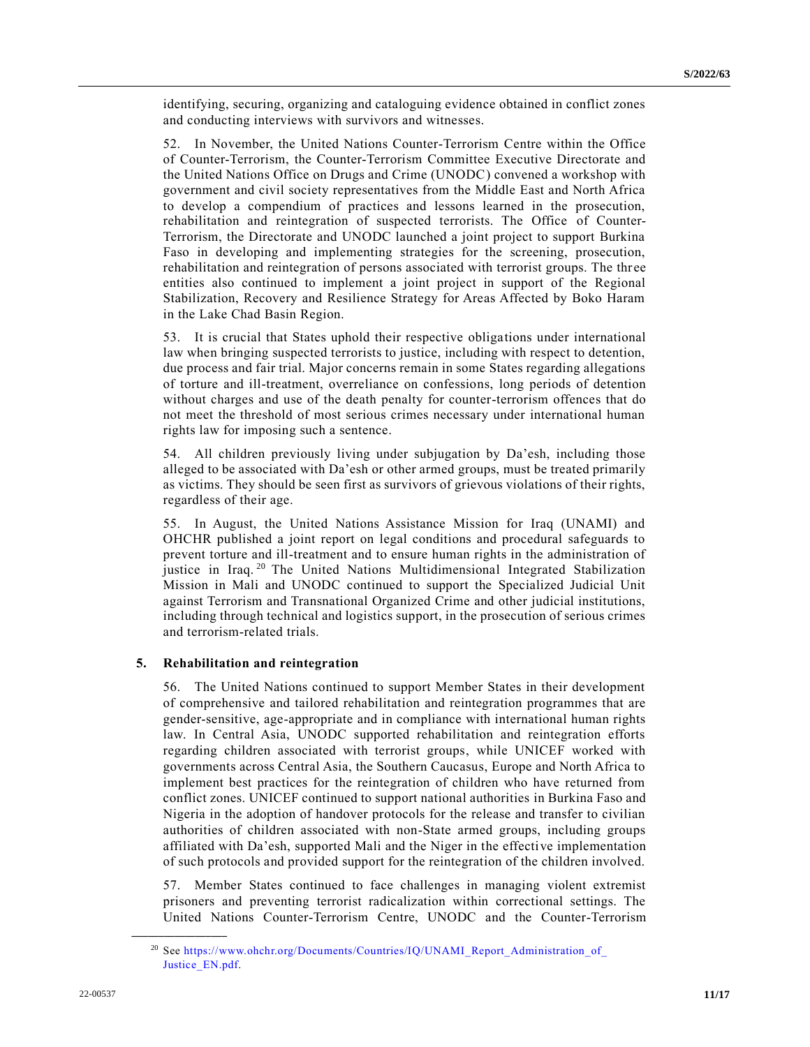identifying, securing, organizing and cataloguing evidence obtained in conflict zones and conducting interviews with survivors and witnesses.

52. In November, the United Nations Counter-Terrorism Centre within the Office of Counter-Terrorism, the Counter-Terrorism Committee Executive Directorate and the United Nations Office on Drugs and Crime (UNODC) convened a workshop with government and civil society representatives from the Middle East and North Africa to develop a compendium of practices and lessons learned in the prosecution, rehabilitation and reintegration of suspected terrorists. The Office of Counter-Terrorism, the Directorate and UNODC launched a joint project to support Burkina Faso in developing and implementing strategies for the screening, prosecution, rehabilitation and reintegration of persons associated with terrorist groups. The three entities also continued to implement a joint project in support of the Regional Stabilization, Recovery and Resilience Strategy for Areas Affected by Boko Haram in the Lake Chad Basin Region.

53. It is crucial that States uphold their respective obligations under international law when bringing suspected terrorists to justice, including with respect to detention, due process and fair trial. Major concerns remain in some States regarding allegations of torture and ill-treatment, overreliance on confessions, long periods of detention without charges and use of the death penalty for counter-terrorism offences that do not meet the threshold of most serious crimes necessary under international human rights law for imposing such a sentence.

54. All children previously living under subjugation by Da'esh, including those alleged to be associated with Da'esh or other armed groups, must be treated primarily as victims. They should be seen first as survivors of grievous violations of their rights, regardless of their age.

55. In August, the United Nations Assistance Mission for Iraq (UNAMI) and OHCHR published a joint report on legal conditions and procedural safeguards to prevent torture and ill-treatment and to ensure human rights in the administration of justice in Iraq.[20] The United Nations Multidimensional Integrated Stabilization Mission in Mali and UNODC continued to support the Specialized Judicial Unit against Terrorism and Transnational Organized Crime and other judicial institutions, including through technical and logistics support, in the prosecution of serious crimes and terrorism-related trials.

### 5. Rehabilitation and reintegration

56. The United Nations continued to support Member States in their development of comprehensive and tailored rehabilitation and reintegration programmes that are gender-sensitive, age-appropriate and in compliance with international human rights law. In Central Asia, UNODC supported rehabilitation and reintegration efforts regarding children associated with terrorist groups, while UNICEF worked with governments across Central Asia, the Southern Caucasus, Europe and North Africa to implement best practices for the reintegration of children who have returned from conflict zones. UNICEF continued to support national authorities in Burkina Faso and Nigeria in the adoption of handover protocols for the release and transfer to civilian authorities of children associated with non-State armed groups, including groups affiliated with Da'esh, supported Mali and the Niger in the effective implementation of such protocols and provided support for the reintegration of the children involved.

57. Member States continued to face challenges in managing violent extremist prisoners and preventing terrorist radicalization within correctional settings. The United Nations Counter-Terrorism Centre, UNODC and the Counter-Terrorism

---

[20] See https://www.ohchr.org/Documents/Countries/IQ/UNAMI_Report_Administration_of_Justice_EN.pdf.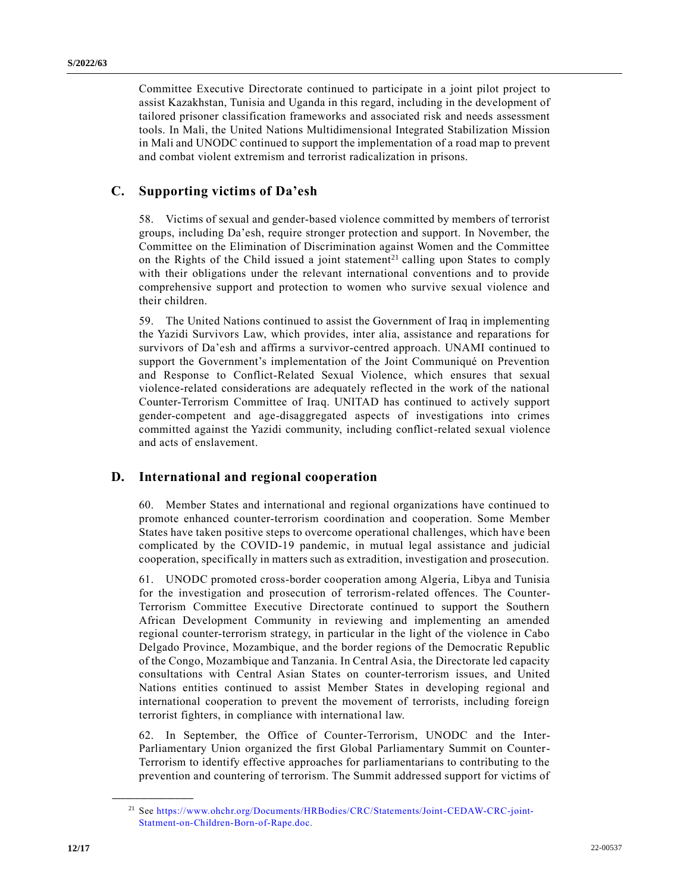Committee Executive Directorate continued to participate in a joint pilot project to assist Kazakhstan, Tunisia and Uganda in this regard, including in the development of tailored prisoner classification frameworks and associated risk and needs assessment tools. In Mali, the United Nations Multidimensional Integrated Stabilization Mission in Mali and UNODC continued to support the implementation of a road map to prevent and combat violent extremism and terrorist radicalization in prisons.

## C. Supporting victims of Da'esh

58. Victims of sexual and gender-based violence committed by members of terrorist groups, including Da'esh, require stronger protection and support. In November, the Committee on the Elimination of Discrimination against Women and the Committee on the Rights of the Child issued a joint statement[21] calling upon States to comply with their obligations under the relevant international conventions and to provide comprehensive support and protection to women who survive sexual violence and their children.

59. The United Nations continued to assist the Government of Iraq in implementing the Yazidi Survivors Law, which provides, inter alia, assistance and reparations for survivors of Da'esh and affirms a survivor-centred approach. UNAMI continued to support the Government's implementation of the Joint Communiqué on Prevention and Response to Conflict-Related Sexual Violence, which ensures that sexual violence-related considerations are adequately reflected in the work of the national Counter-Terrorism Committee of Iraq. UNITAD has continued to actively support gender-competent and age-disaggregated aspects of investigations into crimes committed against the Yazidi community, including conflict-related sexual violence and acts of enslavement.

## D. International and regional cooperation

60. Member States and international and regional organizations have continued to promote enhanced counter-terrorism coordination and cooperation. Some Member States have taken positive steps to overcome operational challenges, which have been complicated by the COVID-19 pandemic, in mutual legal assistance and judicial cooperation, specifically in matters such as extradition, investigation and prosecution.

61. UNODC promoted cross-border cooperation among Algeria, Libya and Tunisia for the investigation and prosecution of terrorism-related offences. The Counter-Terrorism Committee Executive Directorate continued to support the Southern African Development Community in reviewing and implementing an amended regional counter-terrorism strategy, in particular in the light of the violence in Cabo Delgado Province, Mozambique, and the border regions of the Democratic Republic of the Congo, Mozambique and Tanzania. In Central Asia, the Directorate led capacity consultations with Central Asian States on counter-terrorism issues, and United Nations entities continued to assist Member States in developing regional and international cooperation to prevent the movement of terrorists, including foreign terrorist fighters, in compliance with international law.

62. In September, the Office of Counter-Terrorism, UNODC and the Inter-Parliamentary Union organized the first Global Parliamentary Summit on Counter-Terrorism to identify effective approaches for parliamentarians to contributing to the prevention and countering of terrorism. The Summit addressed support for victims of

---

[21] See https://www.ohchr.org/Documents/HRBodies/CRC/Statements/Joint-CEDAW-CRC-joint-Statment-on-Children-Born-of-Rape.doc.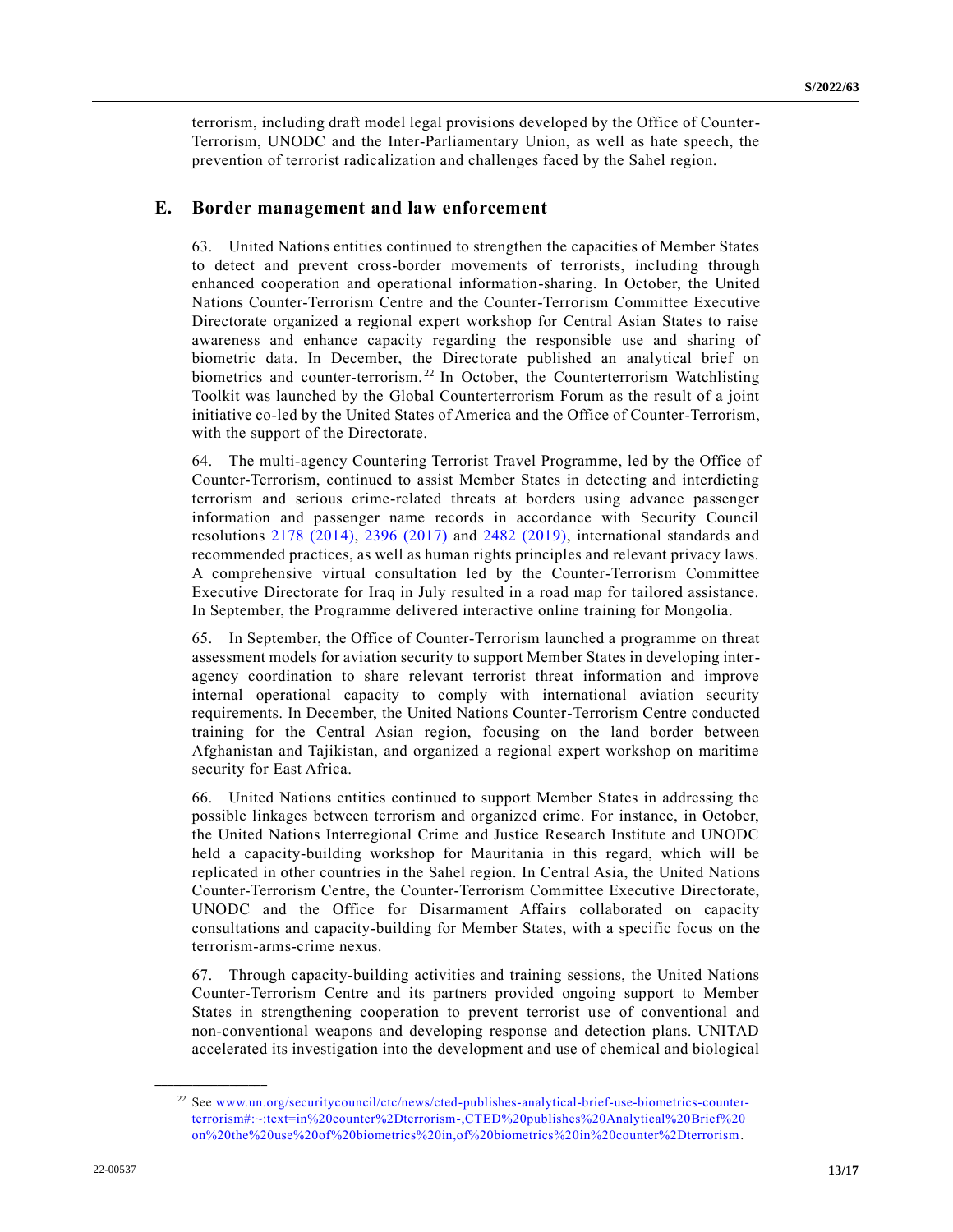terrorism, including draft model legal provisions developed by the Office of Counter-Terrorism, UNODC and the Inter-Parliamentary Union, as well as hate speech, the prevention of terrorist radicalization and challenges faced by the Sahel region.

## E. Border management and law enforcement

63. United Nations entities continued to strengthen the capacities of Member States to detect and prevent cross-border movements of terrorists, including through enhanced cooperation and operational information-sharing. In October, the United Nations Counter-Terrorism Centre and the Counter-Terrorism Committee Executive Directorate organized a regional expert workshop for Central Asian States to raise awareness and enhance capacity regarding the responsible use and sharing of biometric data. In December, the Directorate published an analytical brief on biometrics and counter-terrorism.[22] In October, the Counterterrorism Watchlisting Toolkit was launched by the Global Counterterrorism Forum as the result of a joint initiative co-led by the United States of America and the Office of Counter-Terrorism, with the support of the Directorate.

64. The multi-agency Countering Terrorist Travel Programme, led by the Office of Counter-Terrorism, continued to assist Member States in detecting and interdicting terrorism and serious crime-related threats at borders using advance passenger information and passenger name records in accordance with Security Council resolutions 2178 (2014), 2396 (2017) and 2482 (2019), international standards and recommended practices, as well as human rights principles and relevant privacy laws. A comprehensive virtual consultation led by the Counter-Terrorism Committee Executive Directorate for Iraq in July resulted in a road map for tailored assistance. In September, the Programme delivered interactive online training for Mongolia.

65. In September, the Office of Counter-Terrorism launched a programme on threat assessment models for aviation security to support Member States in developing inter-agency coordination to share relevant terrorist threat information and improve internal operational capacity to comply with international aviation security requirements. In December, the United Nations Counter-Terrorism Centre conducted training for the Central Asian region, focusing on the land border between Afghanistan and Tajikistan, and organized a regional expert workshop on maritime security for East Africa.

66. United Nations entities continued to support Member States in addressing the possible linkages between terrorism and organized crime. For instance, in October, the United Nations Interregional Crime and Justice Research Institute and UNODC held a capacity-building workshop for Mauritania in this regard, which will be replicated in other countries in the Sahel region. In Central Asia, the United Nations Counter-Terrorism Centre, the Counter-Terrorism Committee Executive Directorate, UNODC and the Office for Disarmament Affairs collaborated on capacity consultations and capacity-building for Member States, with a specific focus on the terrorism-arms-crime nexus.

67. Through capacity-building activities and training sessions, the United Nations Counter-Terrorism Centre and its partners provided ongoing support to Member States in strengthening cooperation to prevent terrorist use of conventional and non-conventional weapons and developing response and detection plans. UNITAD accelerated its investigation into the development and use of chemical and biological

---

[22] See www.un.org/securitycouncil/ctc/news/cted-publishes-analytical-brief-use-biometrics-counter-terrorism#:~:text=in%20counter%2Dterrorism-,CTED%20publishes%20Analytical%20Brief%20on%20the%20use%20of%20biometrics%20in,of%20biometrics%20in%20counter%2Dterrorism.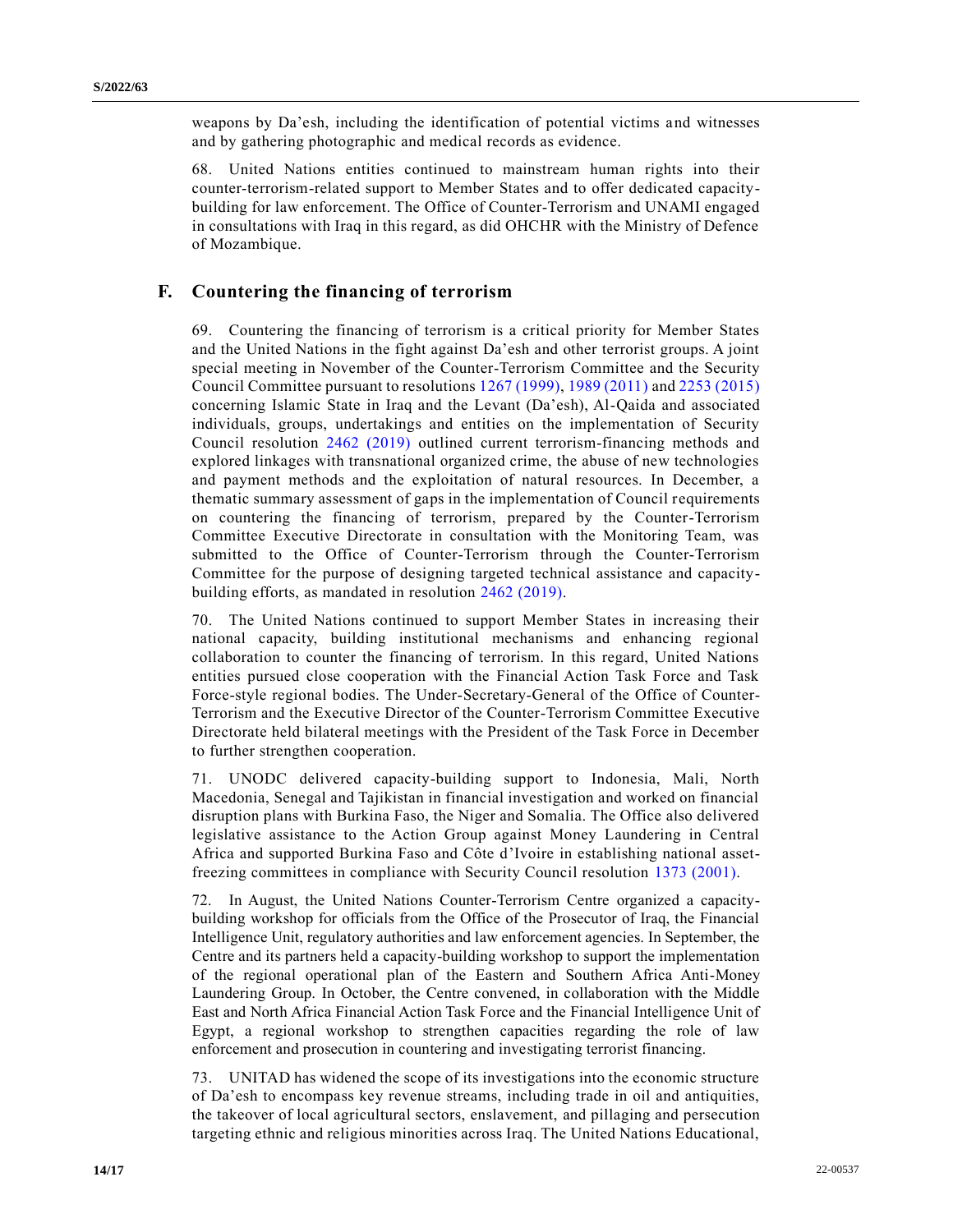weapons by Da'esh, including the identification of potential victims and witnesses and by gathering photographic and medical records as evidence.

68. United Nations entities continued to mainstream human rights into their counter-terrorism-related support to Member States and to offer dedicated capacity-building for law enforcement. The Office of Counter-Terrorism and UNAMI engaged in consultations with Iraq in this regard, as did OHCHR with the Ministry of Defence of Mozambique.

## F. Countering the financing of terrorism

69. Countering the financing of terrorism is a critical priority for Member States and the United Nations in the fight against Da'esh and other terrorist groups. A joint special meeting in November of the Counter-Terrorism Committee and the Security Council Committee pursuant to resolutions 1267 (1999), 1989 (2011) and 2253 (2015) concerning Islamic State in Iraq and the Levant (Da'esh), Al-Qaida and associated individuals, groups, undertakings and entities on the implementation of Security Council resolution 2462 (2019) outlined current terrorism-financing methods and explored linkages with transnational organized crime, the abuse of new technologies and payment methods and the exploitation of natural resources. In December, a thematic summary assessment of gaps in the implementation of Council requirements on countering the financing of terrorism, prepared by the Counter-Terrorism Committee Executive Directorate in consultation with the Monitoring Team, was submitted to the Office of Counter-Terrorism through the Counter-Terrorism Committee for the purpose of designing targeted technical assistance and capacity-building efforts, as mandated in resolution 2462 (2019).

70. The United Nations continued to support Member States in increasing their national capacity, building institutional mechanisms and enhancing regional collaboration to counter the financing of terrorism. In this regard, United Nations entities pursued close cooperation with the Financial Action Task Force and Task Force-style regional bodies. The Under-Secretary-General of the Office of Counter-Terrorism and the Executive Director of the Counter-Terrorism Committee Executive Directorate held bilateral meetings with the President of the Task Force in December to further strengthen cooperation.

71. UNODC delivered capacity-building support to Indonesia, Mali, North Macedonia, Senegal and Tajikistan in financial investigation and worked on financial disruption plans with Burkina Faso, the Niger and Somalia. The Office also delivered legislative assistance to the Action Group against Money Laundering in Central Africa and supported Burkina Faso and Côte d'Ivoire in establishing national asset-freezing committees in compliance with Security Council resolution 1373 (2001).

72. In August, the United Nations Counter-Terrorism Centre organized a capacity-building workshop for officials from the Office of the Prosecutor of Iraq, the Financial Intelligence Unit, regulatory authorities and law enforcement agencies. In September, the Centre and its partners held a capacity-building workshop to support the implementation of the regional operational plan of the Eastern and Southern Africa Anti-Money Laundering Group. In October, the Centre convened, in collaboration with the Middle East and North Africa Financial Action Task Force and the Financial Intelligence Unit of Egypt, a regional workshop to strengthen capacities regarding the role of law enforcement and prosecution in countering and investigating terrorist financing.

73. UNITAD has widened the scope of its investigations into the economic structure of Da'esh to encompass key revenue streams, including trade in oil and antiquities, the takeover of local agricultural sectors, enslavement, and pillaging and persecution targeting ethnic and religious minorities across Iraq. The United Nations Educational,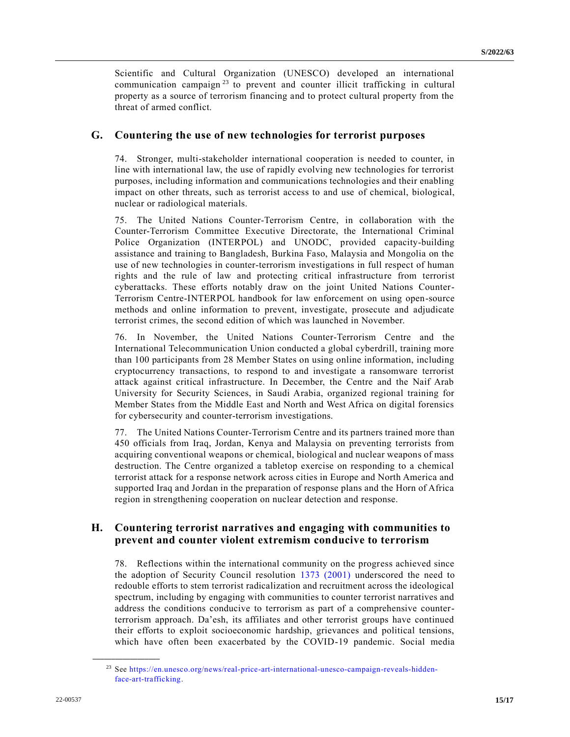Scientific and Cultural Organization (UNESCO) developed an international communication campaign[23] to prevent and counter illicit trafficking in cultural property as a source of terrorism financing and to protect cultural property from the threat of armed conflict.

## G. Countering the use of new technologies for terrorist purposes

74. Stronger, multi-stakeholder international cooperation is needed to counter, in line with international law, the use of rapidly evolving new technologies for terrorist purposes, including information and communications technologies and their enabling impact on other threats, such as terrorist access to and use of chemical, biological, nuclear or radiological materials.

75. The United Nations Counter-Terrorism Centre, in collaboration with the Counter-Terrorism Committee Executive Directorate, the International Criminal Police Organization (INTERPOL) and UNODC, provided capacity-building assistance and training to Bangladesh, Burkina Faso, Malaysia and Mongolia on the use of new technologies in counter-terrorism investigations in full respect of human rights and the rule of law and protecting critical infrastructure from terrorist cyberattacks. These efforts notably draw on the joint United Nations Counter-Terrorism Centre-INTERPOL handbook for law enforcement on using open-source methods and online information to prevent, investigate, prosecute and adjudicate terrorist crimes, the second edition of which was launched in November.

76. In November, the United Nations Counter-Terrorism Centre and the International Telecommunication Union conducted a global cyberdrill, training more than 100 participants from 28 Member States on using online information, including cryptocurrency transactions, to respond to and investigate a ransomware terrorist attack against critical infrastructure. In December, the Centre and the Naif Arab University for Security Sciences, in Saudi Arabia, organized regional training for Member States from the Middle East and North and West Africa on digital forensics for cybersecurity and counter-terrorism investigations.

77. The United Nations Counter-Terrorism Centre and its partners trained more than 450 officials from Iraq, Jordan, Kenya and Malaysia on preventing terrorists from acquiring conventional weapons or chemical, biological and nuclear weapons of mass destruction. The Centre organized a tabletop exercise on responding to a chemical terrorist attack for a response network across cities in Europe and North America and supported Iraq and Jordan in the preparation of response plans and the Horn of Africa region in strengthening cooperation on nuclear detection and response.

## H. Countering terrorist narratives and engaging with communities to prevent and counter violent extremism conducive to terrorism

78. Reflections within the international community on the progress achieved since the adoption of Security Council resolution 1373 (2001) underscored the need to redouble efforts to stem terrorist radicalization and recruitment across the ideological spectrum, including by engaging with communities to counter terrorist narratives and address the conditions conducive to terrorism as part of a comprehensive counter-terrorism approach. Da'esh, its affiliates and other terrorist groups have continued their efforts to exploit socioeconomic hardship, grievances and political tensions, which have often been exacerbated by the COVID-19 pandemic. Social media

---

[23] See https://en.unesco.org/news/real-price-art-international-unesco-campaign-reveals-hidden-face-art-trafficking.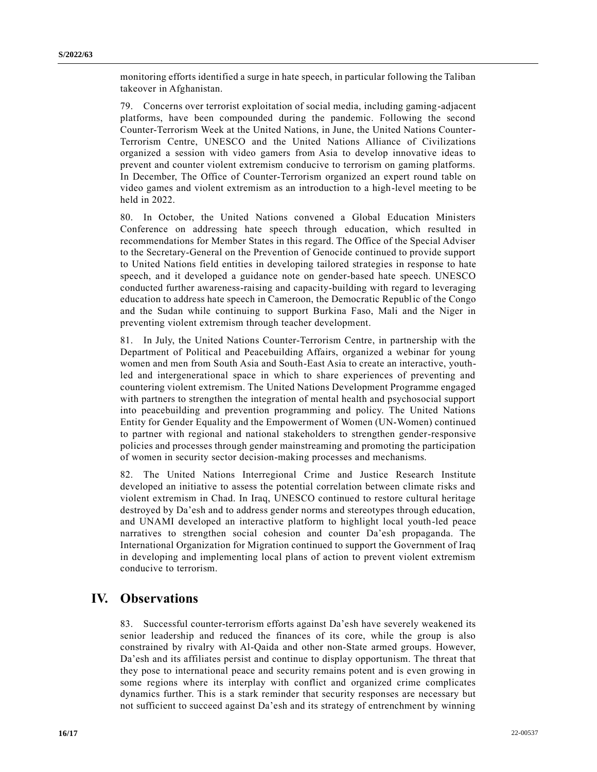monitoring efforts identified a surge in hate speech, in particular following the Taliban takeover in Afghanistan.

79. Concerns over terrorist exploitation of social media, including gaming-adjacent platforms, have been compounded during the pandemic. Following the second Counter-Terrorism Week at the United Nations, in June, the United Nations Counter-Terrorism Centre, UNESCO and the United Nations Alliance of Civilizations organized a session with video gamers from Asia to develop innovative ideas to prevent and counter violent extremism conducive to terrorism on gaming platforms. In December, The Office of Counter-Terrorism organized an expert round table on video games and violent extremism as an introduction to a high-level meeting to be held in 2022.

80. In October, the United Nations convened a Global Education Ministers Conference on addressing hate speech through education, which resulted in recommendations for Member States in this regard. The Office of the Special Adviser to the Secretary-General on the Prevention of Genocide continued to provide support to United Nations field entities in developing tailored strategies in response to hate speech, and it developed a guidance note on gender-based hate speech. UNESCO conducted further awareness-raising and capacity-building with regard to leveraging education to address hate speech in Cameroon, the Democratic Republic of the Congo and the Sudan while continuing to support Burkina Faso, Mali and the Niger in preventing violent extremism through teacher development.

81. In July, the United Nations Counter-Terrorism Centre, in partnership with the Department of Political and Peacebuilding Affairs, organized a webinar for young women and men from South Asia and South-East Asia to create an interactive, youth-led and intergenerational space in which to share experiences of preventing and countering violent extremism. The United Nations Development Programme engaged with partners to strengthen the integration of mental health and psychosocial support into peacebuilding and prevention programming and policy. The United Nations Entity for Gender Equality and the Empowerment of Women (UN-Women) continued to partner with regional and national stakeholders to strengthen gender-responsive policies and processes through gender mainstreaming and promoting the participation of women in security sector decision-making processes and mechanisms.

82. The United Nations Interregional Crime and Justice Research Institute developed an initiative to assess the potential correlation between climate risks and violent extremism in Chad. In Iraq, UNESCO continued to restore cultural heritage destroyed by Da'esh and to address gender norms and stereotypes through education, and UNAMI developed an interactive platform to highlight local youth-led peace narratives to strengthen social cohesion and counter Da'esh propaganda. The International Organization for Migration continued to support the Government of Iraq in developing and implementing local plans of action to prevent violent extremism conducive to terrorism.

# IV. Observations

83. Successful counter-terrorism efforts against Da'esh have severely weakened its senior leadership and reduced the finances of its core, while the group is also constrained by rivalry with Al-Qaida and other non-State armed groups. However, Da'esh and its affiliates persist and continue to display opportunism. The threat that they pose to international peace and security remains potent and is even growing in some regions where its interplay with conflict and organized crime complicates dynamics further. This is a stark reminder that security responses are necessary but not sufficient to succeed against Da'esh and its strategy of entrenchment by winning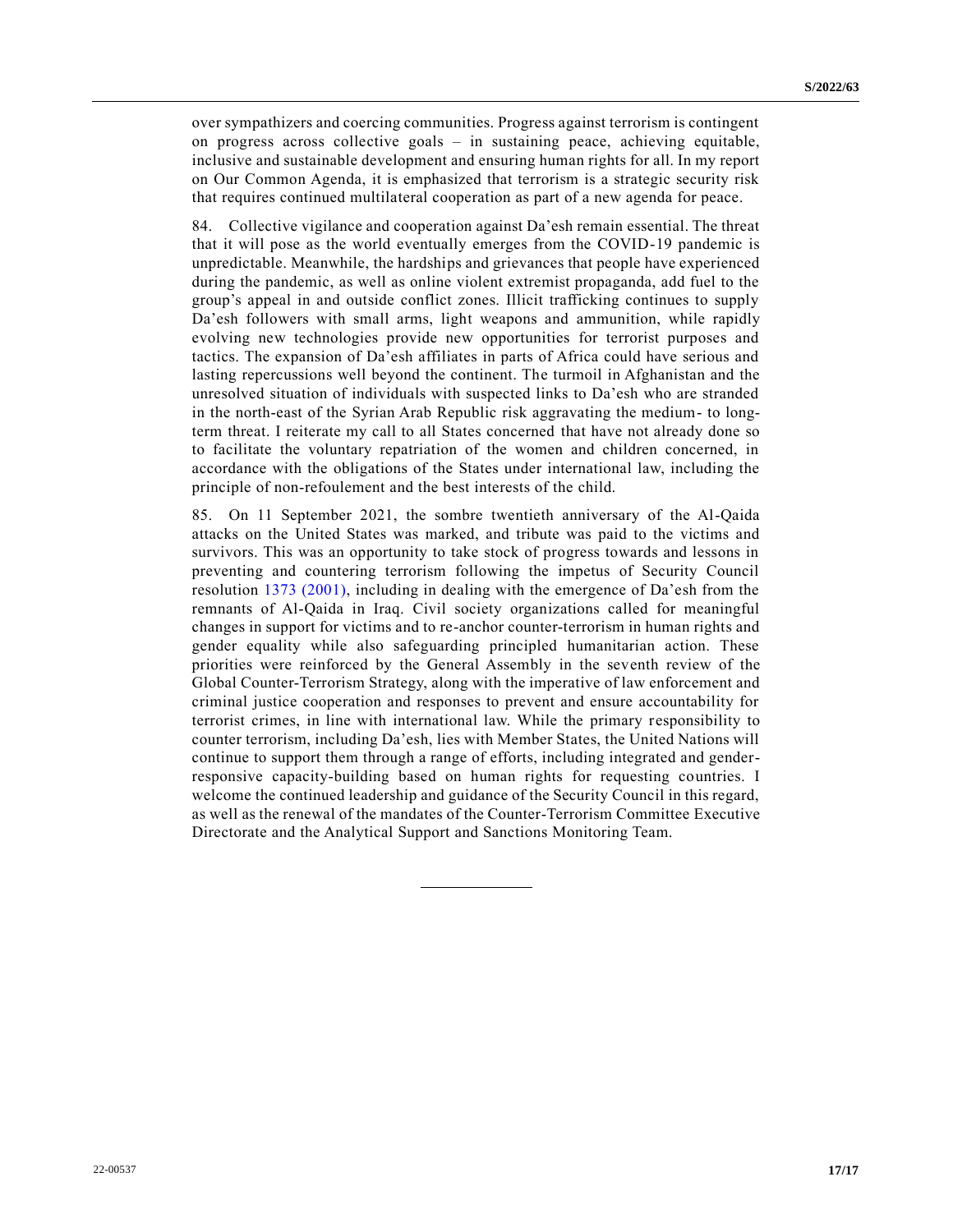over sympathizers and coercing communities. Progress against terrorism is contingent on progress across collective goals – in sustaining peace, achieving equitable, inclusive and sustainable development and ensuring human rights for all. In my report on Our Common Agenda, it is emphasized that terrorism is a strategic security risk that requires continued multilateral cooperation as part of a new agenda for peace.

84. Collective vigilance and cooperation against Da'esh remain essential. The threat that it will pose as the world eventually emerges from the COVID-19 pandemic is unpredictable. Meanwhile, the hardships and grievances that people have experienced during the pandemic, as well as online violent extremist propaganda, add fuel to the group's appeal in and outside conflict zones. Illicit trafficking continues to supply Da'esh followers with small arms, light weapons and ammunition, while rapidly evolving new technologies provide new opportunities for terrorist purposes and tactics. The expansion of Da'esh affiliates in parts of Africa could have serious and lasting repercussions well beyond the continent. The turmoil in Afghanistan and the unresolved situation of individuals with suspected links to Da'esh who are stranded in the north-east of the Syrian Arab Republic risk aggravating the medium- to long-term threat. I reiterate my call to all States concerned that have not already done so to facilitate the voluntary repatriation of the women and children concerned, in accordance with the obligations of the States under international law, including the principle of non-refoulement and the best interests of the child.

85. On 11 September 2021, the sombre twentieth anniversary of the Al-Qaida attacks on the United States was marked, and tribute was paid to the victims and survivors. This was an opportunity to take stock of progress towards and lessons in preventing and countering terrorism following the impetus of Security Council resolution 1373 (2001), including in dealing with the emergence of Da'esh from the remnants of Al-Qaida in Iraq. Civil society organizations called for meaningful changes in support for victims and to re-anchor counter-terrorism in human rights and gender equality while also safeguarding principled humanitarian action. These priorities were reinforced by the General Assembly in the seventh review of the Global Counter-Terrorism Strategy, along with the imperative of law enforcement and criminal justice cooperation and responses to prevent and ensure accountability for terrorist crimes, in line with international law. While the primary responsibility to counter terrorism, including Da'esh, lies with Member States, the United Nations will continue to support them through a range of efforts, including integrated and gender-responsive capacity-building based on human rights for requesting countries. I welcome the continued leadership and guidance of the Security Council in this regard, as well as the renewal of the mandates of the Counter-Terrorism Committee Executive Directorate and the Analytical Support and Sanctions Monitoring Team.